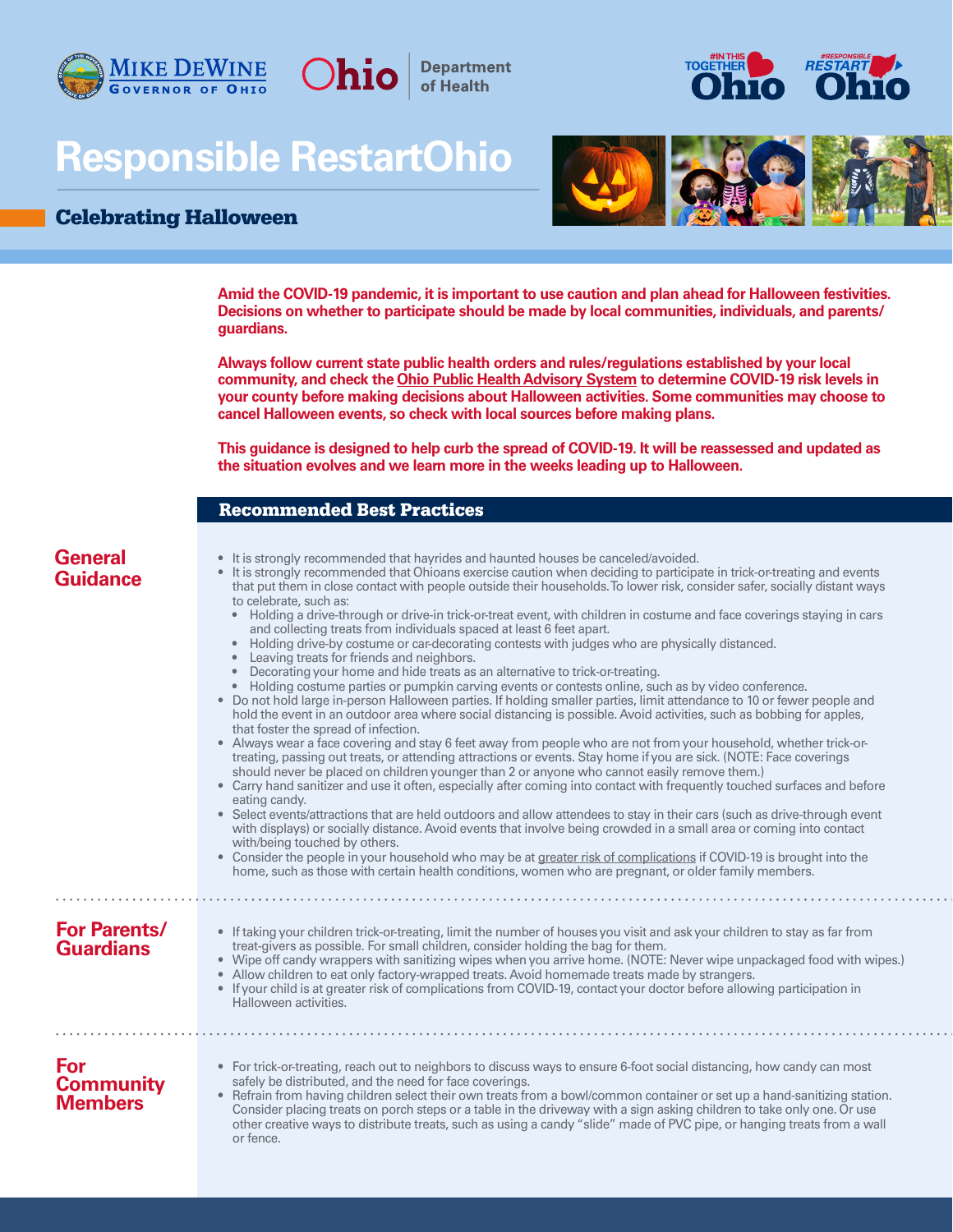Mike DeWine — Governor of Ohio | Ohio Department of Health | #InThisTogether Ohio | #ResponsibleRestart Ohio

# Responsible RestartOhio

## Celebrating Halloween

**Amid the COVID-19 pandemic, it is important to use caution and plan ahead for Halloween festivities. Decisions on whether to participate should be made by local communities, individuals, and parents/guardians.**

**Always follow current state public health orders and rules/regulations established by your local community, and check the Ohio Public Health Advisory System to determine COVID-19 risk levels in your county before making decisions about Halloween activities. Some communities may choose to cancel Halloween events, so check with local sources before making plans.**

**This guidance is designed to help curb the spread of COVID-19. It will be reassessed and updated as the situation evolves and we learn more in the weeks leading up to Halloween.**

## Recommended Best Practices

### General Guidance

- It is strongly recommended that hayrides and haunted houses be canceled/avoided.
- It is strongly recommended that Ohioans exercise caution when deciding to participate in trick-or-treating and events that put them in close contact with people outside their households. To lower risk, consider safer, socially distant ways to celebrate, such as:
  - Holding a drive-through or drive-in trick-or-treat event, with children in costume and face coverings staying in cars and collecting treats from individuals spaced at least 6 feet apart.
  - Holding drive-by costume or car-decorating contests with judges who are physically distanced.
  - Leaving treats for friends and neighbors.
  - Decorating your home and hide treats as an alternative to trick-or-treating.
  - Holding costume parties or pumpkin carving events or contests online, such as by video conference.
- Do not hold large in-person Halloween parties. If holding smaller parties, limit attendance to 10 or fewer people and hold the event in an outdoor area where social distancing is possible. Avoid activities, such as bobbing for apples, that foster the spread of infection.
- Always wear a face covering and stay 6 feet away from people who are not from your household, whether trick-or-treating, passing out treats, or attending attractions or events. Stay home if you are sick. (NOTE: Face coverings should never be placed on children younger than 2 or anyone who cannot easily remove them.)
- Carry hand sanitizer and use it often, especially after coming into contact with frequently touched surfaces and before eating candy.
- Select events/attractions that are held outdoors and allow attendees to stay in their cars (such as drive-through event with displays) or socially distance. Avoid events that involve being crowded in a small area or coming into contact with/being touched by others.
- Consider the people in your household who may be at greater risk of complications if COVID-19 is brought into the home, such as those with certain health conditions, women who are pregnant, or older family members.

### For Parents/Guardians

- If taking your children trick-or-treating, limit the number of houses you visit and ask your children to stay as far from treat-givers as possible. For small children, consider holding the bag for them.
- Wipe off candy wrappers with sanitizing wipes when you arrive home. (NOTE: Never wipe unpackaged food with wipes.)
- Allow children to eat only factory-wrapped treats. Avoid homemade treats made by strangers.
- If your child is at greater risk of complications from COVID-19, contact your doctor before allowing participation in Halloween activities.

### For Community Members

- For trick-or-treating, reach out to neighbors to discuss ways to ensure 6-foot social distancing, how candy can most safely be distributed, and the need for face coverings.
- Refrain from having children select their own treats from a bowl/common container or set up a hand-sanitizing station. Consider placing treats on porch steps or a table in the driveway with a sign asking children to take only one. Or use other creative ways to distribute treats, such as using a candy "slide" made of PVC pipe, or hanging treats from a wall or fence.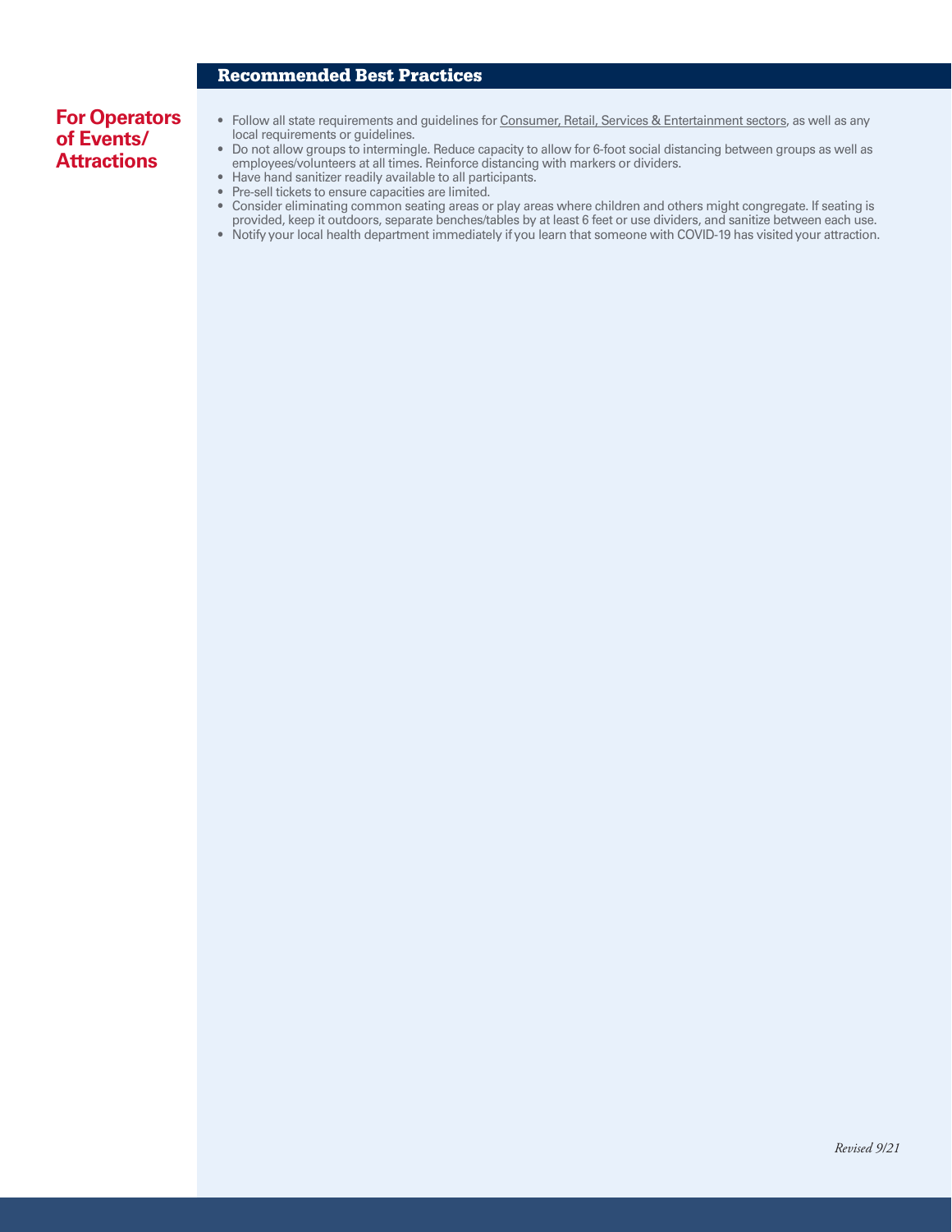## Recommended Best Practices

### For Operators of Events/Attractions

- Follow all state requirements and guidelines for Consumer, Retail, Services & Entertainment sectors, as well as any local requirements or guidelines.
- Do not allow groups to intermingle. Reduce capacity to allow for 6-foot social distancing between groups as well as employees/volunteers at all times. Reinforce distancing with markers or dividers.
- Have hand sanitizer readily available to all participants.
- Pre-sell tickets to ensure capacities are limited.
- Consider eliminating common seating areas or play areas where children and others might congregate. If seating is provided, keep it outdoors, separate benches/tables by at least 6 feet or use dividers, and sanitize between each use.
- Notify your local health department immediately if you learn that someone with COVID-19 has visited your attraction.

*Revised 9/21*